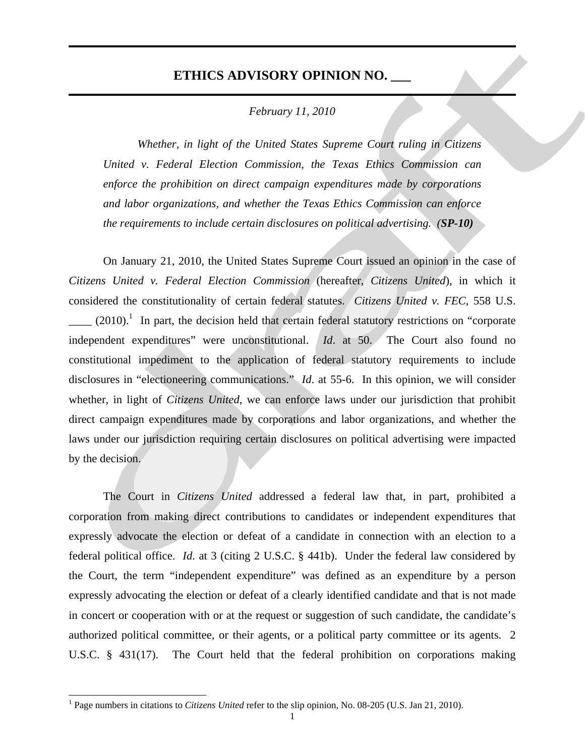# ETHICS ADVISORY OPINION NO. ___

*February 11, 2010*

*Whether, in light of the United States Supreme Court ruling in Citizens United v. Federal Election Commission, the Texas Ethics Commission can enforce the prohibition on direct campaign expenditures made by corporations and labor organizations, and whether the Texas Ethics Commission can enforce the requirements to include certain disclosures on political advertising.* ***(SP-10)***

On January 21, 2010, the United States Supreme Court issued an opinion in the case of *Citizens United v. Federal Election Commission* (hereafter, *Citizens United*), in which it considered the constitutionality of certain federal statutes. *Citizens United v. FEC*, 558 U.S. ____ (2010).[1] In part, the decision held that certain federal statutory restrictions on "corporate independent expenditures" were unconstitutional. *Id*. at 50. The Court also found no constitutional impediment to the application of federal statutory requirements to include disclosures in "electioneering communications." *Id*. at 55-6. In this opinion, we will consider whether, in light of *Citizens United*, we can enforce laws under our jurisdiction that prohibit direct campaign expenditures made by corporations and labor organizations, and whether the laws under our jurisdiction requiring certain disclosures on political advertising were impacted by the decision.

The Court in *Citizens United* addressed a federal law that, in part, prohibited a corporation from making direct contributions to candidates or independent expenditures that expressly advocate the election or defeat of a candidate in connection with an election to a federal political office. *Id*. at 3 (citing 2 U.S.C. § 441b). Under the federal law considered by the Court, the term "independent expenditure" was defined as an expenditure by a person expressly advocating the election or defeat of a clearly identified candidate and that is not made in concert or cooperation with or at the request or suggestion of such candidate, the candidate's authorized political committee, or their agents, or a political party committee or its agents. 2 U.S.C. § 431(17). The Court held that the federal prohibition on corporations making

---

[1] Page numbers in citations to *Citizens United* refer to the slip opinion, No. 08-205 (U.S. Jan 21, 2010).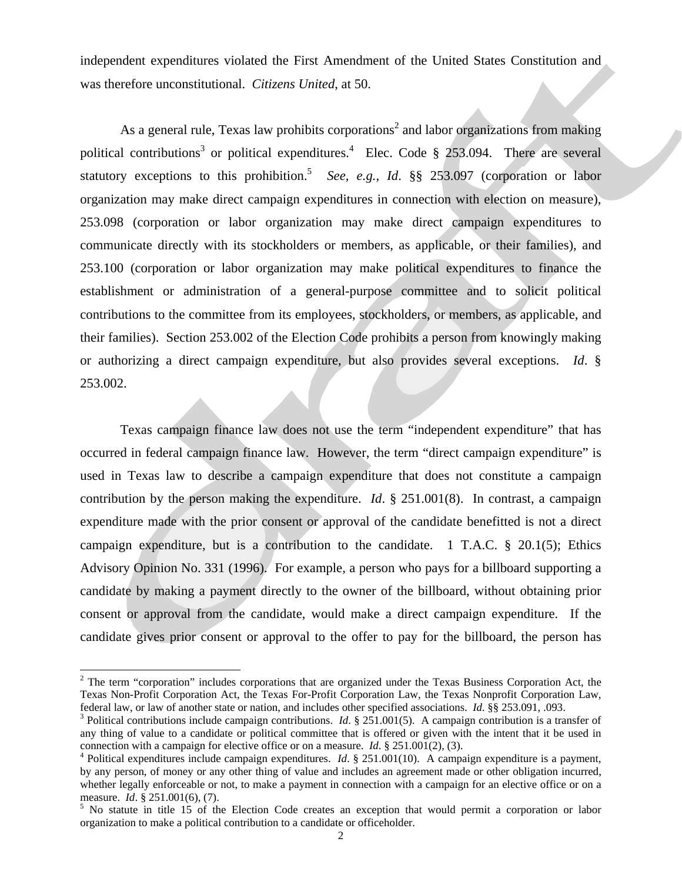independent expenditures violated the First Amendment of the United States Constitution and was therefore unconstitutional. *Citizens United*, at 50.

As a general rule, Texas law prohibits corporations[2] and labor organizations from making political contributions[3] or political expenditures.[4] Elec. Code § 253.094. There are several statutory exceptions to this prohibition.[5] *See, e.g.*, *Id*. §§ 253.097 (corporation or labor organization may make direct campaign expenditures in connection with election on measure), 253.098 (corporation or labor organization may make direct campaign expenditures to communicate directly with its stockholders or members, as applicable, or their families), and 253.100 (corporation or labor organization may make political expenditures to finance the establishment or administration of a general-purpose committee and to solicit political contributions to the committee from its employees, stockholders, or members, as applicable, and their families). Section 253.002 of the Election Code prohibits a person from knowingly making or authorizing a direct campaign expenditure, but also provides several exceptions. *Id*. § 253.002.

Texas campaign finance law does not use the term "independent expenditure" that has occurred in federal campaign finance law. However, the term "direct campaign expenditure" is used in Texas law to describe a campaign expenditure that does not constitute a campaign contribution by the person making the expenditure. *Id*. § 251.001(8). In contrast, a campaign expenditure made with the prior consent or approval of the candidate benefitted is not a direct campaign expenditure, but is a contribution to the candidate. 1 T.A.C. § 20.1(5); Ethics Advisory Opinion No. 331 (1996). For example, a person who pays for a billboard supporting a candidate by making a payment directly to the owner of the billboard, without obtaining prior consent or approval from the candidate, would make a direct campaign expenditure. If the candidate gives prior consent or approval to the offer to pay for the billboard, the person has

[2] The term "corporation" includes corporations that are organized under the Texas Business Corporation Act, the Texas Non-Profit Corporation Act, the Texas For-Profit Corporation Law, the Texas Nonprofit Corporation Law, federal law, or law of another state or nation, and includes other specified associations. *Id*. §§ 253.091, .093.

[3] Political contributions include campaign contributions. *Id*. § 251.001(5). A campaign contribution is a transfer of any thing of value to a candidate or political committee that is offered or given with the intent that it be used in connection with a campaign for elective office or on a measure. *Id*. § 251.001(2), (3).

[4] Political expenditures include campaign expenditures. *Id*. § 251.001(10). A campaign expenditure is a payment, by any person, of money or any other thing of value and includes an agreement made or other obligation incurred, whether legally enforceable or not, to make a payment in connection with a campaign for an elective office or on a measure. *Id*. § 251.001(6), (7).

[5] No statute in title 15 of the Election Code creates an exception that would permit a corporation or labor organization to make a political contribution to a candidate or officeholder.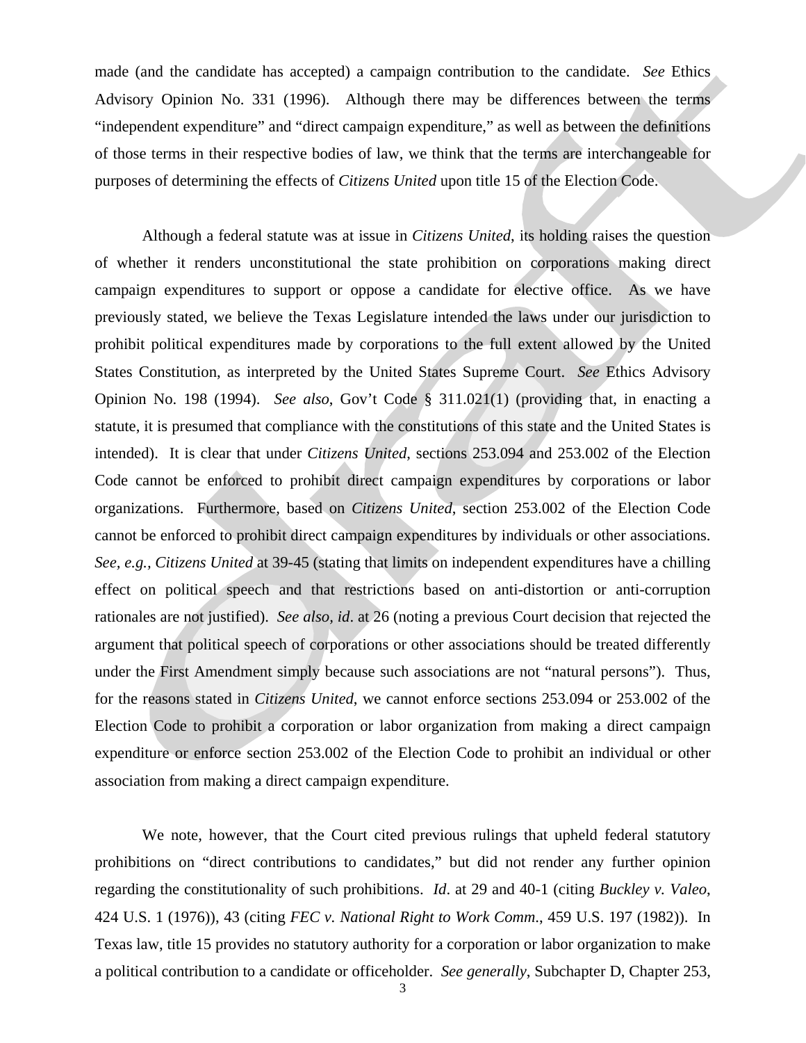made (and the candidate has accepted) a campaign contribution to the candidate. *See* Ethics Advisory Opinion No. 331 (1996). Although there may be differences between the terms "independent expenditure" and "direct campaign expenditure," as well as between the definitions of those terms in their respective bodies of law, we think that the terms are interchangeable for purposes of determining the effects of *Citizens United* upon title 15 of the Election Code.

Although a federal statute was at issue in *Citizens United*, its holding raises the question of whether it renders unconstitutional the state prohibition on corporations making direct campaign expenditures to support or oppose a candidate for elective office. As we have previously stated, we believe the Texas Legislature intended the laws under our jurisdiction to prohibit political expenditures made by corporations to the full extent allowed by the United States Constitution, as interpreted by the United States Supreme Court. *See* Ethics Advisory Opinion No. 198 (1994). *See also*, Gov't Code § 311.021(1) (providing that, in enacting a statute, it is presumed that compliance with the constitutions of this state and the United States is intended). It is clear that under *Citizens United*, sections 253.094 and 253.002 of the Election Code cannot be enforced to prohibit direct campaign expenditures by corporations or labor organizations. Furthermore, based on *Citizens United*, section 253.002 of the Election Code cannot be enforced to prohibit direct campaign expenditures by individuals or other associations. *See, e.g., Citizens United* at 39-45 (stating that limits on independent expenditures have a chilling effect on political speech and that restrictions based on anti-distortion or anti-corruption rationales are not justified). *See also, id*. at 26 (noting a previous Court decision that rejected the argument that political speech of corporations or other associations should be treated differently under the First Amendment simply because such associations are not "natural persons"). Thus, for the reasons stated in *Citizens United*, we cannot enforce sections 253.094 or 253.002 of the Election Code to prohibit a corporation or labor organization from making a direct campaign expenditure or enforce section 253.002 of the Election Code to prohibit an individual or other association from making a direct campaign expenditure.

We note, however, that the Court cited previous rulings that upheld federal statutory prohibitions on "direct contributions to candidates," but did not render any further opinion regarding the constitutionality of such prohibitions. *Id*. at 29 and 40-1 (citing *Buckley v. Valeo*, 424 U.S. 1 (1976)), 43 (citing *FEC v. National Right to Work Comm*., 459 U.S. 197 (1982)). In Texas law, title 15 provides no statutory authority for a corporation or labor organization to make a political contribution to a candidate or officeholder. *See generally*, Subchapter D, Chapter 253,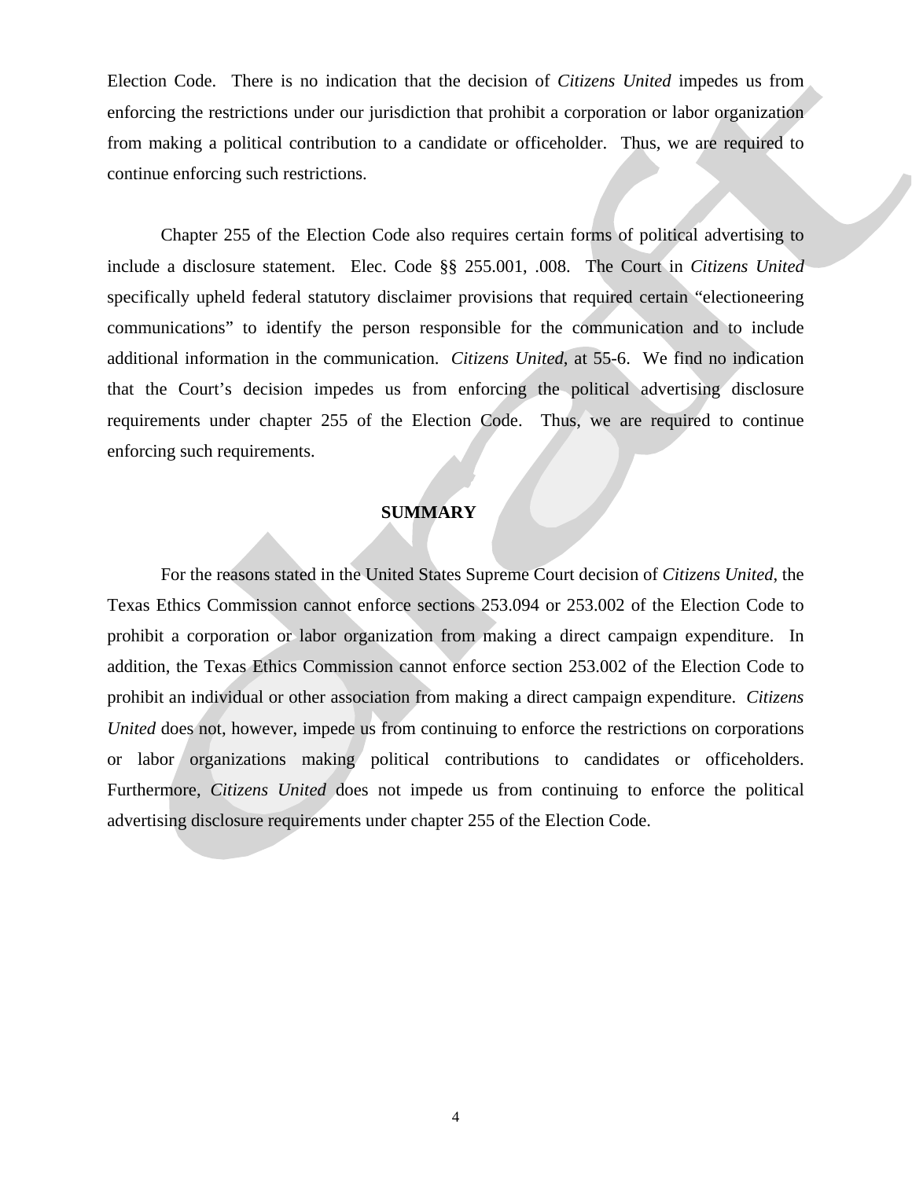Election Code. There is no indication that the decision of *Citizens United* impedes us from enforcing the restrictions under our jurisdiction that prohibit a corporation or labor organization from making a political contribution to a candidate or officeholder. Thus, we are required to continue enforcing such restrictions.

Chapter 255 of the Election Code also requires certain forms of political advertising to include a disclosure statement. Elec. Code §§ 255.001, .008. The Court in *Citizens United* specifically upheld federal statutory disclaimer provisions that required certain "electioneering communications" to identify the person responsible for the communication and to include additional information in the communication. *Citizens United*, at 55-6. We find no indication that the Court's decision impedes us from enforcing the political advertising disclosure requirements under chapter 255 of the Election Code. Thus, we are required to continue enforcing such requirements.

**SUMMARY**

For the reasons stated in the United States Supreme Court decision of *Citizens United*, the Texas Ethics Commission cannot enforce sections 253.094 or 253.002 of the Election Code to prohibit a corporation or labor organization from making a direct campaign expenditure. In addition, the Texas Ethics Commission cannot enforce section 253.002 of the Election Code to prohibit an individual or other association from making a direct campaign expenditure. *Citizens United* does not, however, impede us from continuing to enforce the restrictions on corporations or labor organizations making political contributions to candidates or officeholders. Furthermore, *Citizens United* does not impede us from continuing to enforce the political advertising disclosure requirements under chapter 255 of the Election Code.